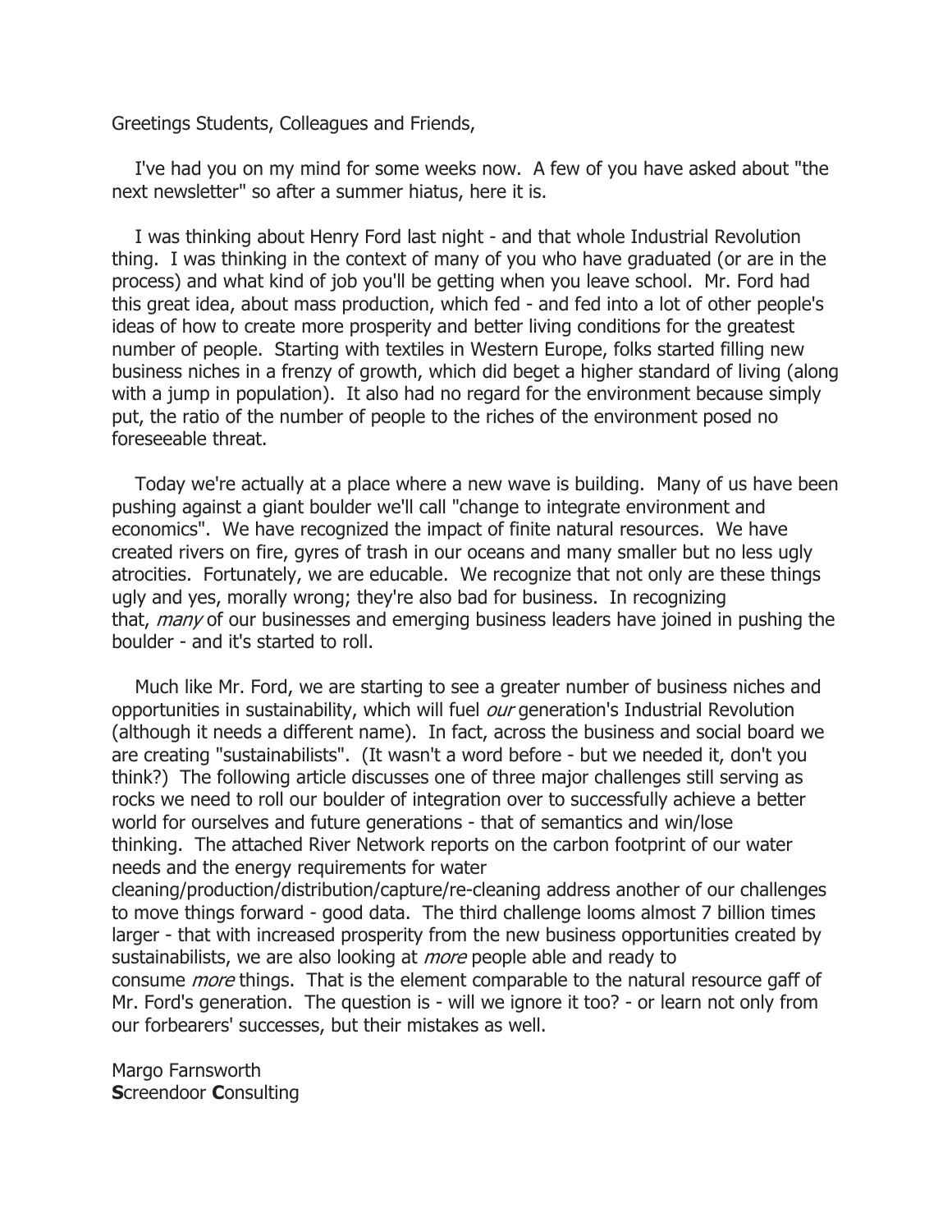Greetings Students, Colleagues and Friends,

I've had you on my mind for some weeks now. A few of you have asked about "the next newsletter" so after a summer hiatus, here it is.

I was thinking about Henry Ford last night - and that whole Industrial Revolution thing. I was thinking in the context of many of you who have graduated (or are in the process) and what kind of job you'll be getting when you leave school. Mr. Ford had this great idea, about mass production, which fed - and fed into a lot of other people's ideas of how to create more prosperity and better living conditions for the greatest number of people. Starting with textiles in Western Europe, folks started filling new business niches in a frenzy of growth, which did beget a higher standard of living (along with a jump in population). It also had no regard for the environment because simply put, the ratio of the number of people to the riches of the environment posed no foreseeable threat.

Today we're actually at a place where a new wave is building. Many of us have been pushing against a giant boulder we'll call "change to integrate environment and economics". We have recognized the impact of finite natural resources. We have created rivers on fire, gyres of trash in our oceans and many smaller but no less ugly atrocities. Fortunately, we are educable. We recognize that not only are these things ugly and yes, morally wrong; they're also bad for business. In recognizing that, *many* of our businesses and emerging business leaders have joined in pushing the boulder - and it's started to roll.

Much like Mr. Ford, we are starting to see a greater number of business niches and opportunities in sustainability, which will fuel *our* generation's Industrial Revolution (although it needs a different name). In fact, across the business and social board we are creating "sustainabilists". (It wasn't a word before - but we needed it, don't you think?) The following article discusses one of three major challenges still serving as rocks we need to roll our boulder of integration over to successfully achieve a better world for ourselves and future generations - that of semantics and win/lose thinking. The attached River Network reports on the carbon footprint of our water needs and the energy requirements for water cleaning/production/distribution/capture/re-cleaning address another of our challenges to move things forward - good data. The third challenge looms almost 7 billion times larger - that with increased prosperity from the new business opportunities created by sustainabilists, we are also looking at *more* people able and ready to consume *more* things. That is the element comparable to the natural resource gaff of Mr. Ford's generation. The question is - will we ignore it too? - or learn not only from our forbearers' successes, but their mistakes as well.

Margo Farnsworth
**S**creendoor **C**onsulting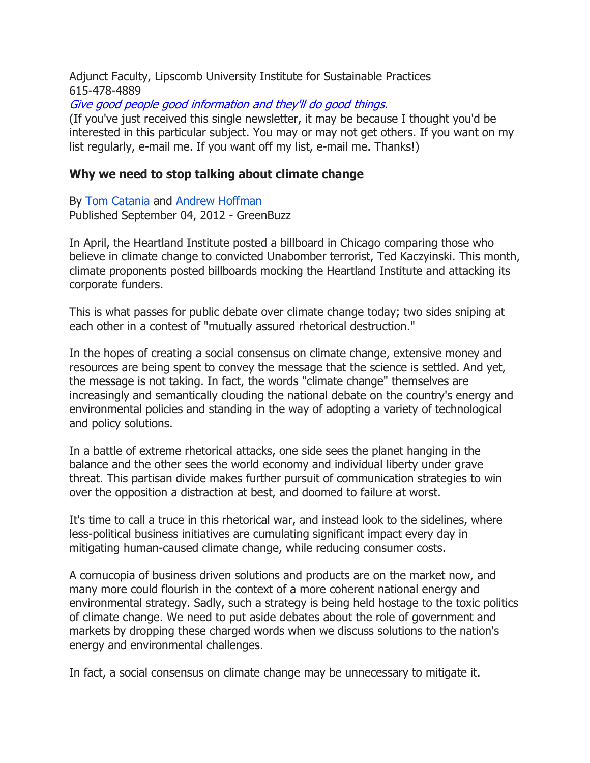Adjunct Faculty, Lipscomb University Institute for Sustainable Practices
615-478-4889
*Give good people good information and they'll do good things.*
(If you've just received this single newsletter, it may be because I thought you'd be interested in this particular subject. You may or may not get others. If you want on my list regularly, e-mail me. If you want off my list, e-mail me. Thanks!)

**Why we need to stop talking about climate change**

By Tom Catania and Andrew Hoffman
Published September 04, 2012 - GreenBuzz

In April, the Heartland Institute posted a billboard in Chicago comparing those who believe in climate change to convicted Unabomber terrorist, Ted Kaczyinski. This month, climate proponents posted billboards mocking the Heartland Institute and attacking its corporate funders.

This is what passes for public debate over climate change today; two sides sniping at each other in a contest of "mutually assured rhetorical destruction."

In the hopes of creating a social consensus on climate change, extensive money and resources are being spent to convey the message that the science is settled. And yet, the message is not taking. In fact, the words "climate change" themselves are increasingly and semantically clouding the national debate on the country's energy and environmental policies and standing in the way of adopting a variety of technological and policy solutions.

In a battle of extreme rhetorical attacks, one side sees the planet hanging in the balance and the other sees the world economy and individual liberty under grave threat. This partisan divide makes further pursuit of communication strategies to win over the opposition a distraction at best, and doomed to failure at worst.

It's time to call a truce in this rhetorical war, and instead look to the sidelines, where less-political business initiatives are cumulating significant impact every day in mitigating human-caused climate change, while reducing consumer costs.

A cornucopia of business driven solutions and products are on the market now, and many more could flourish in the context of a more coherent national energy and environmental strategy. Sadly, such a strategy is being held hostage to the toxic politics of climate change. We need to put aside debates about the role of government and markets by dropping these charged words when we discuss solutions to the nation's energy and environmental challenges.

In fact, a social consensus on climate change may be unnecessary to mitigate it.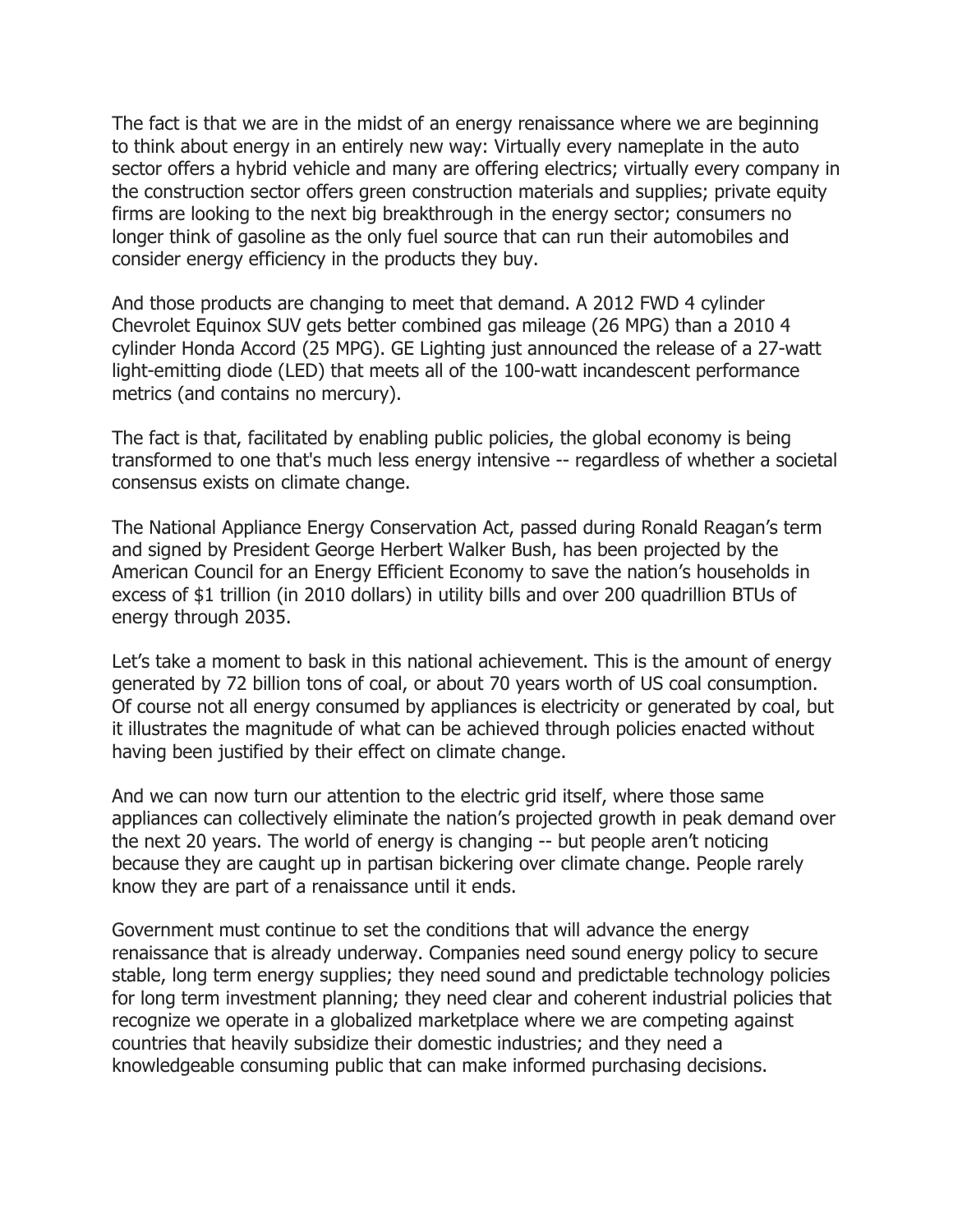The fact is that we are in the midst of an energy renaissance where we are beginning to think about energy in an entirely new way: Virtually every nameplate in the auto sector offers a hybrid vehicle and many are offering electrics; virtually every company in the construction sector offers green construction materials and supplies; private equity firms are looking to the next big breakthrough in the energy sector; consumers no longer think of gasoline as the only fuel source that can run their automobiles and consider energy efficiency in the products they buy.

And those products are changing to meet that demand. A 2012 FWD 4 cylinder Chevrolet Equinox SUV gets better combined gas mileage (26 MPG) than a 2010 4 cylinder Honda Accord (25 MPG). GE Lighting just announced the release of a 27-watt light-emitting diode (LED) that meets all of the 100-watt incandescent performance metrics (and contains no mercury).

The fact is that, facilitated by enabling public policies, the global economy is being transformed to one that's much less energy intensive -- regardless of whether a societal consensus exists on climate change.

The National Appliance Energy Conservation Act, passed during Ronald Reagan's term and signed by President George Herbert Walker Bush, has been projected by the American Council for an Energy Efficient Economy to save the nation's households in excess of $1 trillion (in 2010 dollars) in utility bills and over 200 quadrillion BTUs of energy through 2035.

Let's take a moment to bask in this national achievement. This is the amount of energy generated by 72 billion tons of coal, or about 70 years worth of US coal consumption. Of course not all energy consumed by appliances is electricity or generated by coal, but it illustrates the magnitude of what can be achieved through policies enacted without having been justified by their effect on climate change.

And we can now turn our attention to the electric grid itself, where those same appliances can collectively eliminate the nation's projected growth in peak demand over the next 20 years. The world of energy is changing -- but people aren't noticing because they are caught up in partisan bickering over climate change. People rarely know they are part of a renaissance until it ends.

Government must continue to set the conditions that will advance the energy renaissance that is already underway. Companies need sound energy policy to secure stable, long term energy supplies; they need sound and predictable technology policies for long term investment planning; they need clear and coherent industrial policies that recognize we operate in a globalized marketplace where we are competing against countries that heavily subsidize their domestic industries; and they need a knowledgeable consuming public that can make informed purchasing decisions.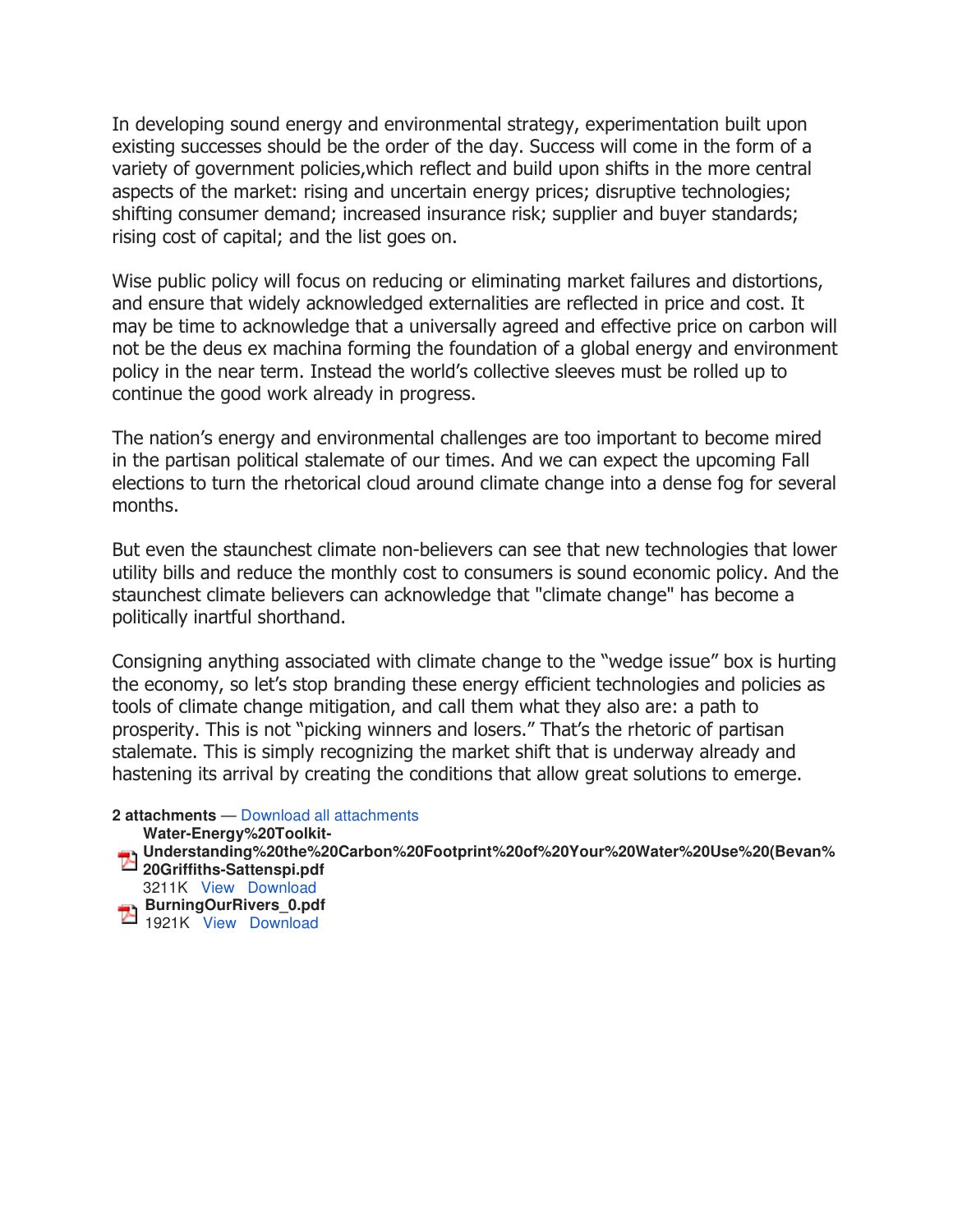In developing sound energy and environmental strategy, experimentation built upon existing successes should be the order of the day. Success will come in the form of a variety of government policies,which reflect and build upon shifts in the more central aspects of the market: rising and uncertain energy prices; disruptive technologies; shifting consumer demand; increased insurance risk; supplier and buyer standards; rising cost of capital; and the list goes on.

Wise public policy will focus on reducing or eliminating market failures and distortions, and ensure that widely acknowledged externalities are reflected in price and cost. It may be time to acknowledge that a universally agreed and effective price on carbon will not be the deus ex machina forming the foundation of a global energy and environment policy in the near term. Instead the world's collective sleeves must be rolled up to continue the good work already in progress.

The nation's energy and environmental challenges are too important to become mired in the partisan political stalemate of our times. And we can expect the upcoming Fall elections to turn the rhetorical cloud around climate change into a dense fog for several months.

But even the staunchest climate non-believers can see that new technologies that lower utility bills and reduce the monthly cost to consumers is sound economic policy. And the staunchest climate believers can acknowledge that "climate change" has become a politically inartful shorthand.

Consigning anything associated with climate change to the "wedge issue" box is hurting the economy, so let's stop branding these energy efficient technologies and policies as tools of climate change mitigation, and call them what they also are: a path to prosperity. This is not "picking winners and losers." That's the rhetoric of partisan stalemate. This is simply recognizing the market shift that is underway already and hastening its arrival by creating the conditions that allow great solutions to emerge.

**2 attachments** — Download all attachments

**Water-Energy%20Toolkit-Understanding%20the%20Carbon%20Footprint%20of%20Your%20Water%20Use%20(Bevan%20Griffiths-Sattenspi.pdf**
3211K View Download

**BurningOurRivers_0.pdf**
1921K View Download